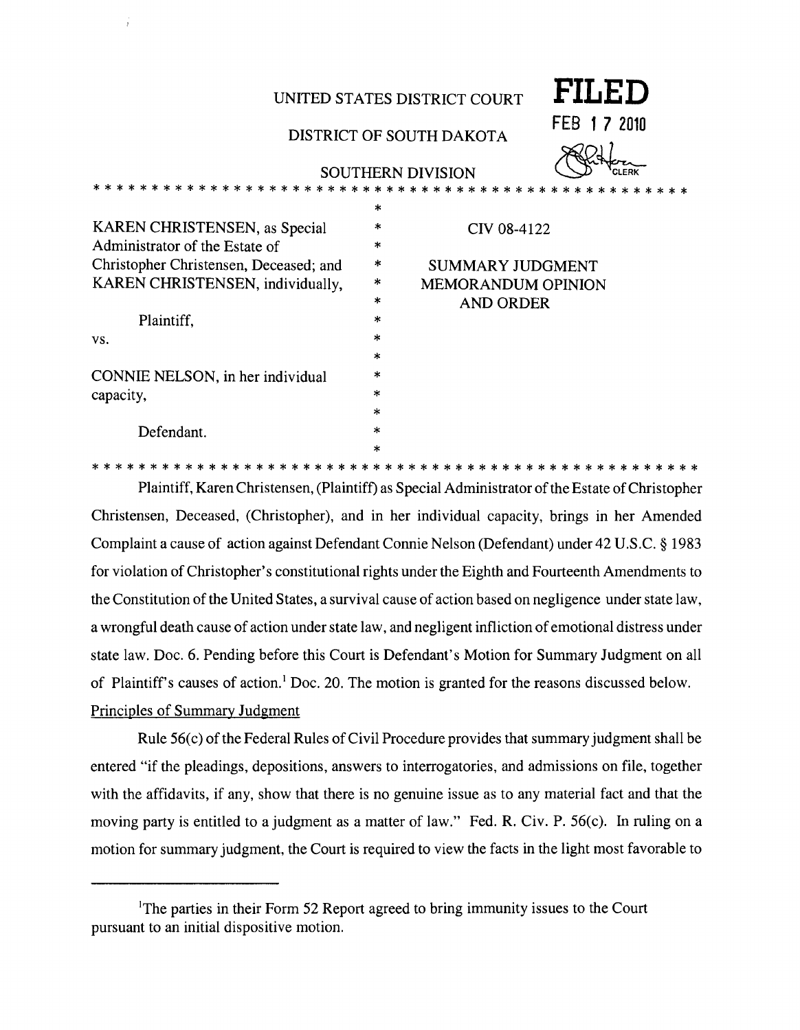UNITED STATES DISTRICT COURT

DISTRICT OF SOUTH DAKOTA

SOUTHERN DIVISION

**FILED**

FEB 17 2010

CLERK

| | |
|---|---|
| KAREN CHRISTENSEN, as Special Administrator of the Estate of Christopher Christensen, Deceased; and KAREN CHRISTENSEN, individually,<br><br>Plaintiff,<br><br>vs.<br><br>CONNIE NELSON, in her individual capacity,<br><br>Defendant. | CIV 08-4122<br><br>SUMMARY JUDGMENT MEMORANDUM OPINION AND ORDER |

Plaintiff, Karen Christensen, (Plaintiff) as Special Administrator of the Estate of Christopher Christensen, Deceased, (Christopher), and in her individual capacity, brings in her Amended Complaint a cause of action against Defendant Connie Nelson (Defendant) under 42 U.S.C. § 1983 for violation of Christopher's constitutional rights under the Eighth and Fourteenth Amendments to the Constitution of the United States, a survival cause of action based on negligence under state law, a wrongful death cause of action under state law, and negligent infliction of emotional distress under state law. Doc. 6. Pending before this Court is Defendant's Motion for Summary Judgment on all of Plaintiff's causes of action.[1] Doc. 20. The motion is granted for the reasons discussed below.

Principles of Summary Judgment

Rule 56(c) of the Federal Rules of Civil Procedure provides that summary judgment shall be entered "if the pleadings, depositions, answers to interrogatories, and admissions on file, together with the affidavits, if any, show that there is no genuine issue as to any material fact and that the moving party is entitled to a judgment as a matter of law." Fed. R. Civ. P. 56(c). In ruling on a motion for summary judgment, the Court is required to view the facts in the light most favorable to

[1] The parties in their Form 52 Report agreed to bring immunity issues to the Court pursuant to an initial dispositive motion.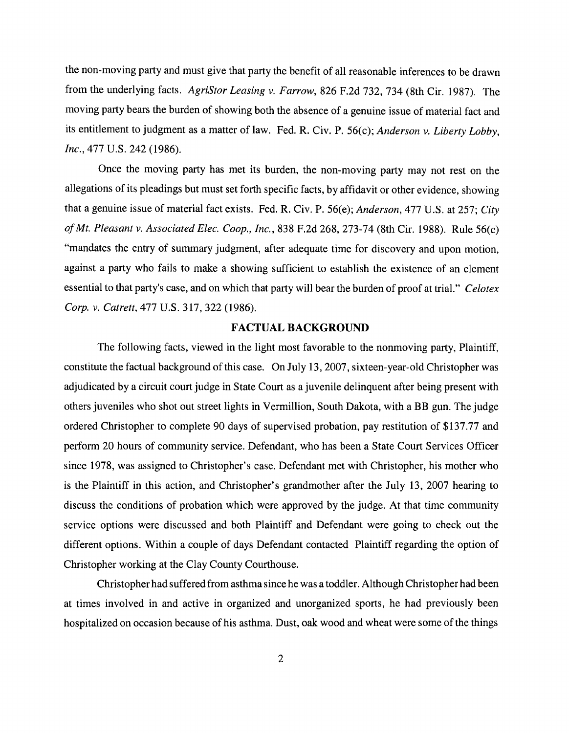the non-moving party and must give that party the benefit of all reasonable inferences to be drawn from the underlying facts. *AgriStor Leasing v. Farrow*, 826 F.2d 732, 734 (8th Cir. 1987). The moving party bears the burden of showing both the absence of a genuine issue of material fact and its entitlement to judgment as a matter of law. Fed. R. Civ. P. 56(c); *Anderson v. Liberty Lobby, Inc.*, 477 U.S. 242 (1986).

Once the moving party has met its burden, the non-moving party may not rest on the allegations of its pleadings but must set forth specific facts, by affidavit or other evidence, showing that a genuine issue of material fact exists. Fed. R. Civ. P. 56(e); *Anderson*, 477 U.S. at 257; *City of Mt. Pleasant v. Associated Elec. Coop., Inc.*, 838 F.2d 268, 273-74 (8th Cir. 1988). Rule 56(c) "mandates the entry of summary judgment, after adequate time for discovery and upon motion, against a party who fails to make a showing sufficient to establish the existence of an element essential to that party's case, and on which that party will bear the burden of proof at trial." *Celotex Corp. v. Catrett*, 477 U.S. 317, 322 (1986).

## FACTUAL BACKGROUND

The following facts, viewed in the light most favorable to the nonmoving party, Plaintiff, constitute the factual background of this case. On July 13, 2007, sixteen-year-old Christopher was adjudicated by a circuit court judge in State Court as a juvenile delinquent after being present with others juveniles who shot out street lights in Vermillion, South Dakota, with a BB gun. The judge ordered Christopher to complete 90 days of supervised probation, pay restitution of $137.77 and perform 20 hours of community service. Defendant, who has been a State Court Services Officer since 1978, was assigned to Christopher's case. Defendant met with Christopher, his mother who is the Plaintiff in this action, and Christopher's grandmother after the July 13, 2007 hearing to discuss the conditions of probation which were approved by the judge. At that time community service options were discussed and both Plaintiff and Defendant were going to check out the different options. Within a couple of days Defendant contacted Plaintiff regarding the option of Christopher working at the Clay County Courthouse.

Christopher had suffered from asthma since he was a toddler. Although Christopher had been at times involved in and active in organized and unorganized sports, he had previously been hospitalized on occasion because of his asthma. Dust, oak wood and wheat were some of the things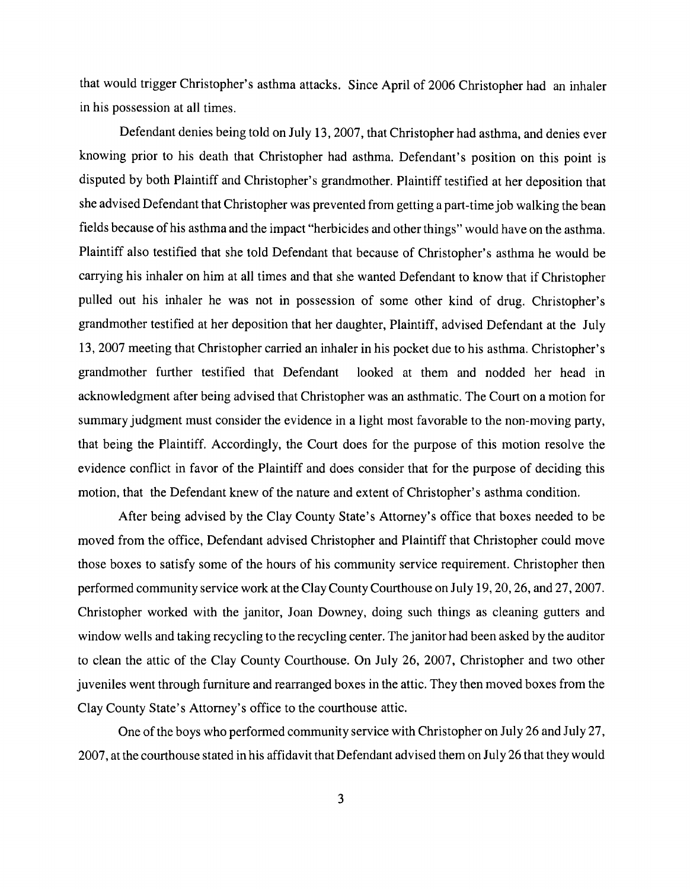that would trigger Christopher's asthma attacks. Since April of 2006 Christopher had an inhaler in his possession at all times.

Defendant denies being told on July 13, 2007, that Christopher had asthma, and denies ever knowing prior to his death that Christopher had asthma. Defendant's position on this point is disputed by both Plaintiff and Christopher's grandmother. Plaintiff testified at her deposition that she advised Defendant that Christopher was prevented from getting a part-time job walking the bean fields because of his asthma and the impact "herbicides and other things" would have on the asthma. Plaintiff also testified that she told Defendant that because of Christopher's asthma he would be carrying his inhaler on him at all times and that she wanted Defendant to know that if Christopher pulled out his inhaler he was not in possession of some other kind of drug. Christopher's grandmother testified at her deposition that her daughter, Plaintiff, advised Defendant at the July 13, 2007 meeting that Christopher carried an inhaler in his pocket due to his asthma. Christopher's grandmother further testified that Defendant looked at them and nodded her head in acknowledgment after being advised that Christopher was an asthmatic. The Court on a motion for summary judgment must consider the evidence in a light most favorable to the non-moving party, that being the Plaintiff. Accordingly, the Court does for the purpose of this motion resolve the evidence conflict in favor of the Plaintiff and does consider that for the purpose of deciding this motion, that the Defendant knew of the nature and extent of Christopher's asthma condition.

After being advised by the Clay County State's Attorney's office that boxes needed to be moved from the office, Defendant advised Christopher and Plaintiff that Christopher could move those boxes to satisfy some of the hours of his community service requirement. Christopher then performed community service work at the Clay County Courthouse on July 19, 20, 26, and 27, 2007. Christopher worked with the janitor, Joan Downey, doing such things as cleaning gutters and window wells and taking recycling to the recycling center. The janitor had been asked by the auditor to clean the attic of the Clay County Courthouse. On July 26, 2007, Christopher and two other juveniles went through furniture and rearranged boxes in the attic. They then moved boxes from the Clay County State's Attorney's office to the courthouse attic.

One of the boys who performed community service with Christopher on July 26 and July 27, 2007, at the courthouse stated in his affidavit that Defendant advised them on July 26 that they would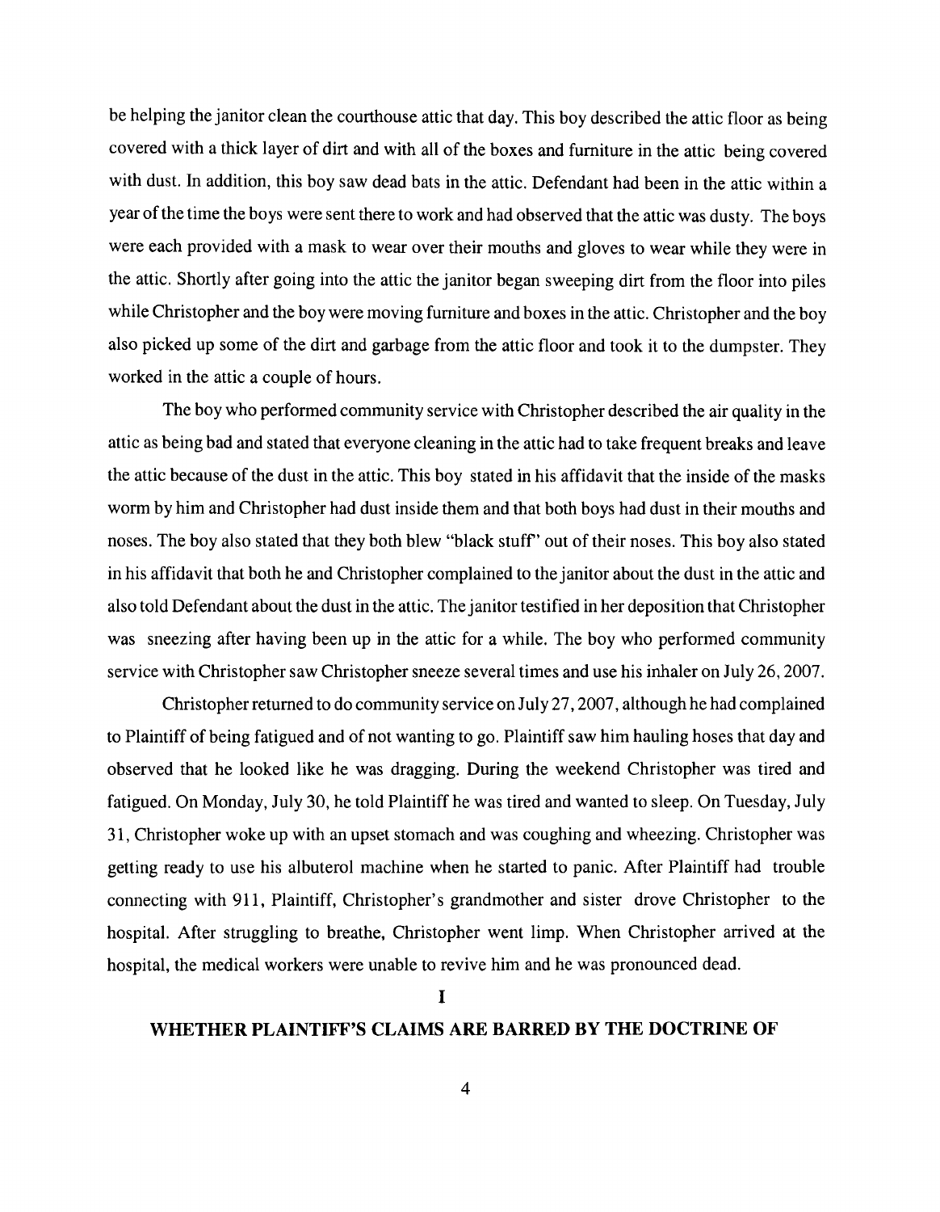be helping the janitor clean the courthouse attic that day. This boy described the attic floor as being covered with a thick layer of dirt and with all of the boxes and furniture in the attic being covered with dust. In addition, this boy saw dead bats in the attic. Defendant had been in the attic within a year of the time the boys were sent there to work and had observed that the attic was dusty. The boys were each provided with a mask to wear over their mouths and gloves to wear while they were in the attic. Shortly after going into the attic the janitor began sweeping dirt from the floor into piles while Christopher and the boy were moving furniture and boxes in the attic. Christopher and the boy also picked up some of the dirt and garbage from the attic floor and took it to the dumpster. They worked in the attic a couple of hours.

The boy who performed community service with Christopher described the air quality in the attic as being bad and stated that everyone cleaning in the attic had to take frequent breaks and leave the attic because of the dust in the attic. This boy stated in his affidavit that the inside of the masks worm by him and Christopher had dust inside them and that both boys had dust in their mouths and noses. The boy also stated that they both blew "black stuff" out of their noses. This boy also stated in his affidavit that both he and Christopher complained to the janitor about the dust in the attic and also told Defendant about the dust in the attic. The janitor testified in her deposition that Christopher was sneezing after having been up in the attic for a while. The boy who performed community service with Christopher saw Christopher sneeze several times and use his inhaler on July 26, 2007.

Christopher returned to do community service on July 27, 2007, although he had complained to Plaintiff of being fatigued and of not wanting to go. Plaintiff saw him hauling hoses that day and observed that he looked like he was dragging. During the weekend Christopher was tired and fatigued. On Monday, July 30, he told Plaintiff he was tired and wanted to sleep. On Tuesday, July 31, Christopher woke up with an upset stomach and was coughing and wheezing. Christopher was getting ready to use his albuterol machine when he started to panic. After Plaintiff had trouble connecting with 911, Plaintiff, Christopher's grandmother and sister drove Christopher to the hospital. After struggling to breathe, Christopher went limp. When Christopher arrived at the hospital, the medical workers were unable to revive him and he was pronounced dead.

## I

## WHETHER PLAINTIFF'S CLAIMS ARE BARRED BY THE DOCTRINE OF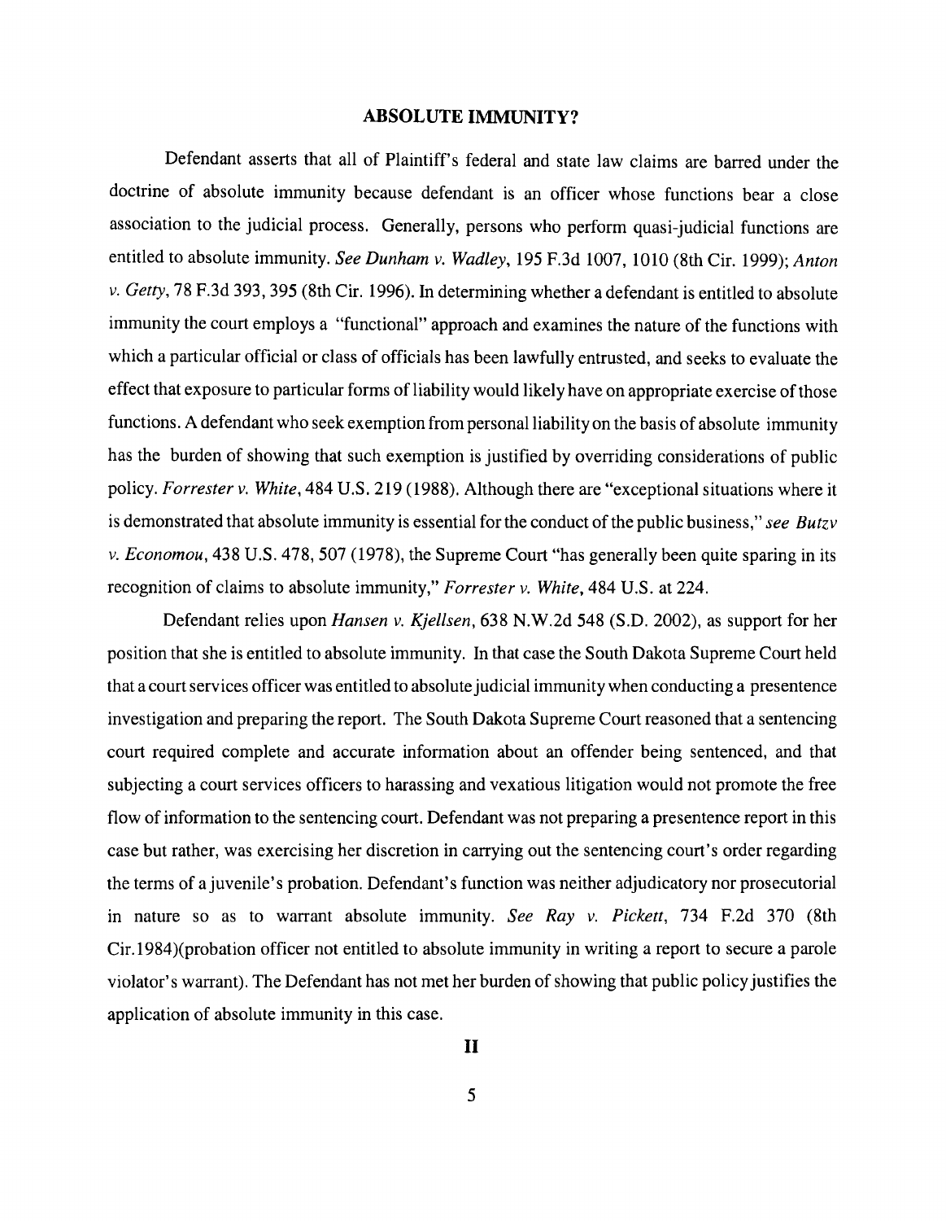## ABSOLUTE IMMUNITY?

Defendant asserts that all of Plaintiff's federal and state law claims are barred under the doctrine of absolute immunity because defendant is an officer whose functions bear a close association to the judicial process. Generally, persons who perform quasi-judicial functions are entitled to absolute immunity. *See Dunham v. Wadley*, 195 F.3d 1007, 1010 (8th Cir. 1999); *Anton v. Getty*, 78 F.3d 393, 395 (8th Cir. 1996). In determining whether a defendant is entitled to absolute immunity the court employs a "functional" approach and examines the nature of the functions with which a particular official or class of officials has been lawfully entrusted, and seeks to evaluate the effect that exposure to particular forms of liability would likely have on appropriate exercise of those functions. A defendant who seek exemption from personal liability on the basis of absolute immunity has the burden of showing that such exemption is justified by overriding considerations of public policy. *Forrester v. White*, 484 U.S. 219 (1988). Although there are "exceptional situations where it is demonstrated that absolute immunity is essential for the conduct of the public business," *see Butzv v. Economou*, 438 U.S. 478, 507 (1978), the Supreme Court "has generally been quite sparing in its recognition of claims to absolute immunity," *Forrester v. White*, 484 U.S. at 224.

Defendant relies upon *Hansen v. Kjellsen*, 638 N.W.2d 548 (S.D. 2002), as support for her position that she is entitled to absolute immunity. In that case the South Dakota Supreme Court held that a court services officer was entitled to absolute judicial immunity when conducting a presentence investigation and preparing the report. The South Dakota Supreme Court reasoned that a sentencing court required complete and accurate information about an offender being sentenced, and that subjecting a court services officers to harassing and vexatious litigation would not promote the free flow of information to the sentencing court. Defendant was not preparing a presentence report in this case but rather, was exercising her discretion in carrying out the sentencing court's order regarding the terms of a juvenile's probation. Defendant's function was neither adjudicatory nor prosecutorial in nature so as to warrant absolute immunity. *See Ray v. Pickett*, 734 F.2d 370 (8th Cir.1984)(probation officer not entitled to absolute immunity in writing a report to secure a parole violator's warrant). The Defendant has not met her burden of showing that public policy justifies the application of absolute immunity in this case.

## II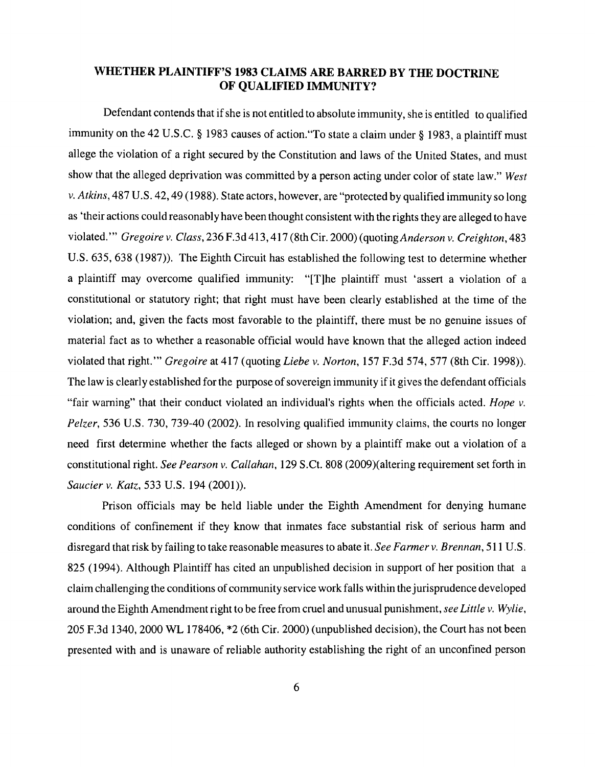## WHETHER PLAINTIFF'S 1983 CLAIMS ARE BARRED BY THE DOCTRINE OF QUALIFIED IMMUNITY?

Defendant contends that if she is not entitled to absolute immunity, she is entitled to qualified immunity on the 42 U.S.C. § 1983 causes of action."To state a claim under § 1983, a plaintiff must allege the violation of a right secured by the Constitution and laws of the United States, and must show that the alleged deprivation was committed by a person acting under color of state law." *West v. Atkins*, 487 U.S. 42, 49 (1988). State actors, however, are "protected by qualified immunity so long as 'their actions could reasonably have been thought consistent with the rights they are alleged to have violated.'" *Gregoire v. Class*, 236 F.3d 413, 417 (8th Cir. 2000) (quoting *Anderson v. Creighton*, 483 U.S. 635, 638 (1987)). The Eighth Circuit has established the following test to determine whether a plaintiff may overcome qualified immunity: "[T]he plaintiff must 'assert a violation of a constitutional or statutory right; that right must have been clearly established at the time of the violation; and, given the facts most favorable to the plaintiff, there must be no genuine issues of material fact as to whether a reasonable official would have known that the alleged action indeed violated that right.'" *Gregoire* at 417 (quoting *Liebe v. Norton*, 157 F.3d 574, 577 (8th Cir. 1998)). The law is clearly established for the purpose of sovereign immunity if it gives the defendant officials "fair warning" that their conduct violated an individual's rights when the officials acted. *Hope v. Pelzer*, 536 U.S. 730, 739-40 (2002). In resolving qualified immunity claims, the courts no longer need first determine whether the facts alleged or shown by a plaintiff make out a violation of a constitutional right. *See Pearson v. Callahan*, 129 S.Ct. 808 (2009)(altering requirement set forth in *Saucier v. Katz*, 533 U.S. 194 (2001)).

Prison officials may be held liable under the Eighth Amendment for denying humane conditions of confinement if they know that inmates face substantial risk of serious harm and disregard that risk by failing to take reasonable measures to abate it. *See Farmer v. Brennan*, 511 U.S. 825 (1994). Although Plaintiff has cited an unpublished decision in support of her position that a claim challenging the conditions of community service work falls within the jurisprudence developed around the Eighth Amendment right to be free from cruel and unusual punishment, *see Little v. Wylie*, 205 F.3d 1340, 2000 WL 178406, *2 (6th Cir. 2000) (unpublished decision), the Court has not been presented with and is unaware of reliable authority establishing the right of an unconfined person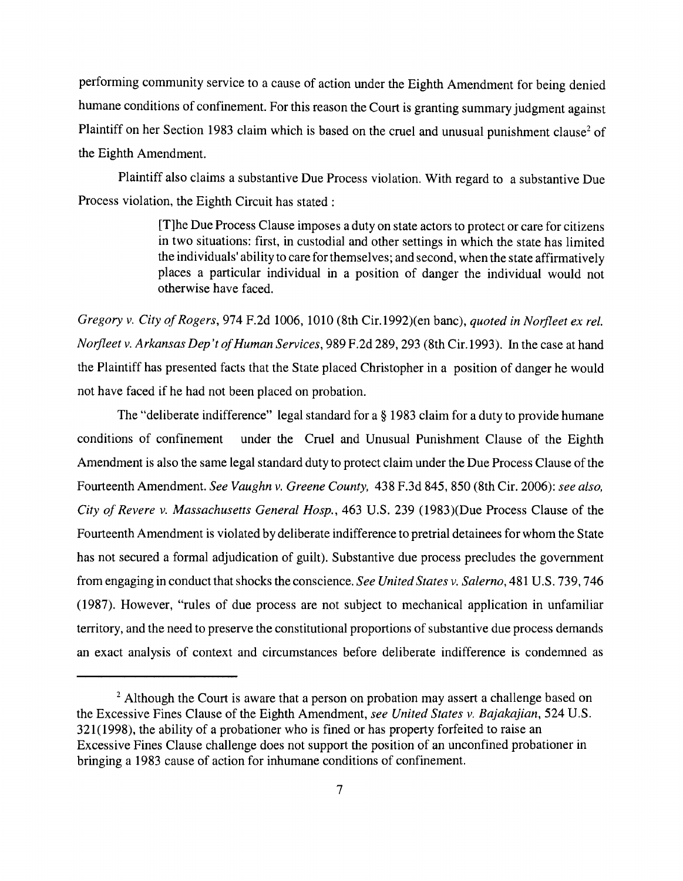performing community service to a cause of action under the Eighth Amendment for being denied humane conditions of confinement. For this reason the Court is granting summary judgment against Plaintiff on her Section 1983 claim which is based on the cruel and unusual punishment clause[2] of the Eighth Amendment.

Plaintiff also claims a substantive Due Process violation. With regard to a substantive Due Process violation, the Eighth Circuit has stated :

> [T]he Due Process Clause imposes a duty on state actors to protect or care for citizens in two situations: first, in custodial and other settings in which the state has limited the individuals' ability to care for themselves; and second, when the state affirmatively places a particular individual in a position of danger the individual would not otherwise have faced.

*Gregory v. City of Rogers*, 974 F.2d 1006, 1010 (8th Cir.1992)(en banc), *quoted in Norfleet ex rel. Norfleet v. Arkansas Dep't of Human Services*, 989 F.2d 289, 293 (8th Cir.1993). In the case at hand the Plaintiff has presented facts that the State placed Christopher in a position of danger he would not have faced if he had not been placed on probation.

The "deliberate indifference" legal standard for a § 1983 claim for a duty to provide humane conditions of confinement under the Cruel and Unusual Punishment Clause of the Eighth Amendment is also the same legal standard duty to protect claim under the Due Process Clause of the Fourteenth Amendment. *See Vaughn v. Greene County,* 438 F.3d 845, 850 (8th Cir. 2006): *see also, City of Revere v. Massachusetts General Hosp.*, 463 U.S. 239 (1983)(Due Process Clause of the Fourteenth Amendment is violated by deliberate indifference to pretrial detainees for whom the State has not secured a formal adjudication of guilt). Substantive due process precludes the government from engaging in conduct that shocks the conscience. *See United States v. Salerno*, 481 U.S. 739, 746 (1987). However, "rules of due process are not subject to mechanical application in unfamiliar territory, and the need to preserve the constitutional proportions of substantive due process demands an exact analysis of context and circumstances before deliberate indifference is condemned as

---

[2] Although the Court is aware that a person on probation may assert a challenge based on the Excessive Fines Clause of the Eighth Amendment, *see United States v. Bajakajian*, 524 U.S. 321(1998), the ability of a probationer who is fined or has property forfeited to raise an Excessive Fines Clause challenge does not support the position of an unconfined probationer in bringing a 1983 cause of action for inhumane conditions of confinement.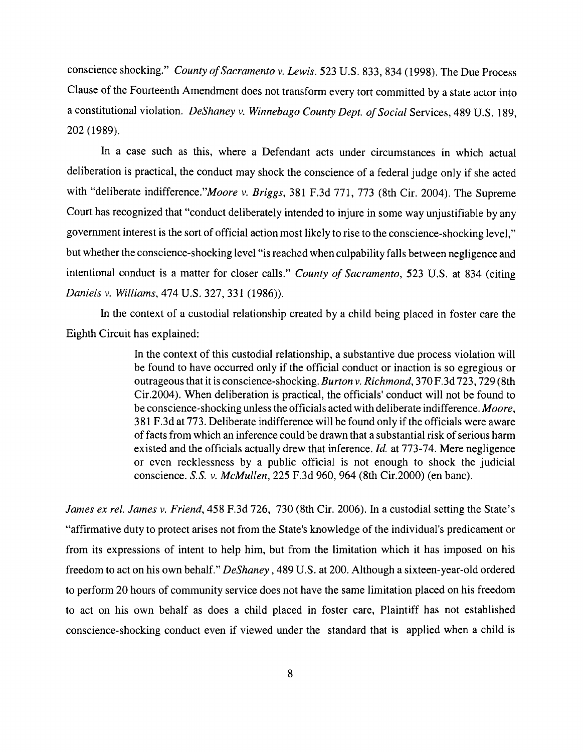conscience shocking." *County of Sacramento v. Lewis*. 523 U.S. 833, 834 (1998). The Due Process Clause of the Fourteenth Amendment does not transform every tort committed by a state actor into a constitutional violation. *DeShaney v. Winnebago County Dept. of Social* Services, 489 U.S. 189, 202 (1989).

In a case such as this, where a Defendant acts under circumstances in which actual deliberation is practical, the conduct may shock the conscience of a federal judge only if she acted with "deliberate indifference."*Moore v. Briggs*, 381 F.3d 771, 773 (8th Cir. 2004). The Supreme Court has recognized that "conduct deliberately intended to injure in some way unjustifiable by any government interest is the sort of official action most likely to rise to the conscience-shocking level," but whether the conscience-shocking level "is reached when culpability falls between negligence and intentional conduct is a matter for closer calls." *County of Sacramento*, 523 U.S. at 834 (citing *Daniels v. Williams*, 474 U.S. 327, 331 (1986)).

In the context of a custodial relationship created by a child being placed in foster care the Eighth Circuit has explained:

> In the context of this custodial relationship, a substantive due process violation will be found to have occurred only if the official conduct or inaction is so egregious or outrageous that it is conscience-shocking. *Burton v. Richmond*, 370 F.3d 723, 729 (8th Cir.2004). When deliberation is practical, the officials' conduct will not be found to be conscience-shocking unless the officials acted with deliberate indifference. *Moore*, 381 F.3d at 773. Deliberate indifference will be found only if the officials were aware of facts from which an inference could be drawn that a substantial risk of serious harm existed and the officials actually drew that inference. *Id.* at 773-74. Mere negligence or even recklessness by a public official is not enough to shock the judicial conscience. *S.S. v. McMullen*, 225 F.3d 960, 964 (8th Cir.2000) (en banc).

*James ex rel. James v. Friend*, 458 F.3d 726, 730 (8th Cir. 2006). In a custodial setting the State's "affirmative duty to protect arises not from the State's knowledge of the individual's predicament or from its expressions of intent to help him, but from the limitation which it has imposed on his freedom to act on his own behalf." *DeShaney* , 489 U.S. at 200. Although a sixteen-year-old ordered to perform 20 hours of community service does not have the same limitation placed on his freedom to act on his own behalf as does a child placed in foster care, Plaintiff has not established conscience-shocking conduct even if viewed under the standard that is applied when a child is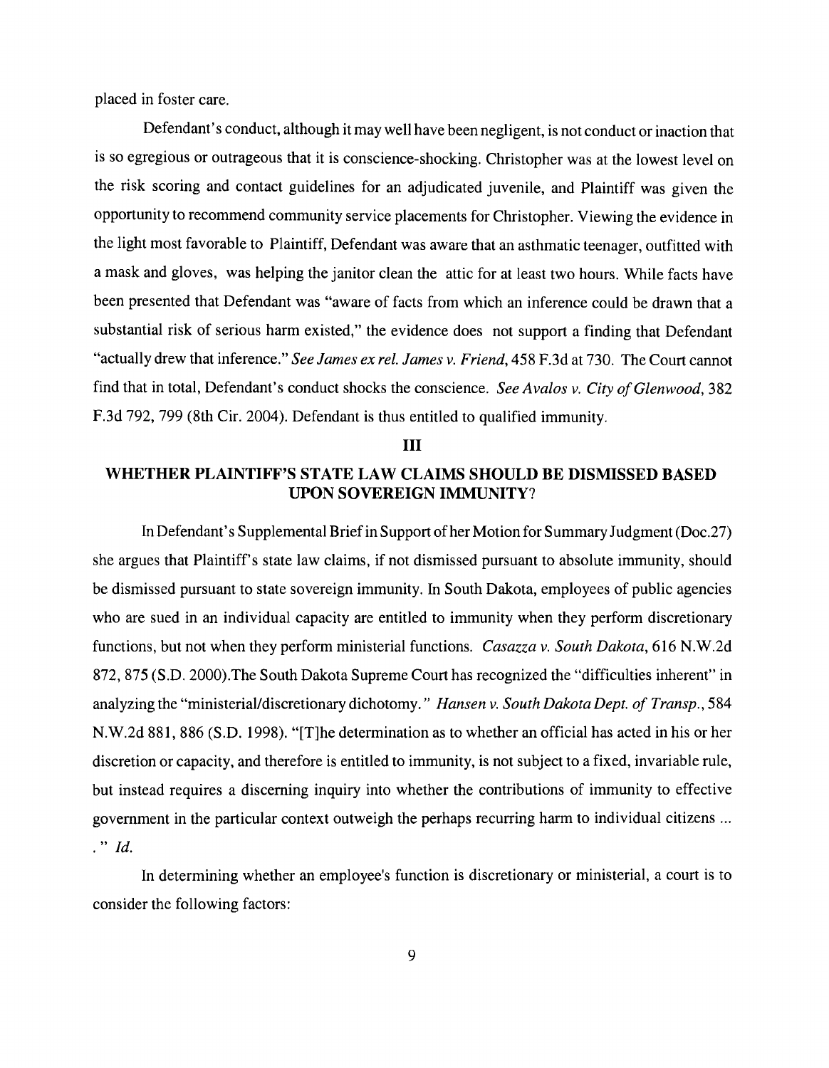placed in foster care.

Defendant's conduct, although it may well have been negligent, is not conduct or inaction that is so egregious or outrageous that it is conscience-shocking. Christopher was at the lowest level on the risk scoring and contact guidelines for an adjudicated juvenile, and Plaintiff was given the opportunity to recommend community service placements for Christopher. Viewing the evidence in the light most favorable to Plaintiff, Defendant was aware that an asthmatic teenager, outfitted with a mask and gloves, was helping the janitor clean the attic for at least two hours. While facts have been presented that Defendant was "aware of facts from which an inference could be drawn that a substantial risk of serious harm existed," the evidence does not support a finding that Defendant "actually drew that inference." *See James ex rel. James v. Friend*, 458 F.3d at 730. The Court cannot find that in total, Defendant's conduct shocks the conscience. *See Avalos v. City of Glenwood*, 382 F.3d 792, 799 (8th Cir. 2004). Defendant is thus entitled to qualified immunity.

## III

## WHETHER PLAINTIFF'S STATE LAW CLAIMS SHOULD BE DISMISSED BASED UPON SOVEREIGN IMMUNITY?

In Defendant's Supplemental Brief in Support of her Motion for Summary Judgment (Doc.27) she argues that Plaintiff's state law claims, if not dismissed pursuant to absolute immunity, should be dismissed pursuant to state sovereign immunity. In South Dakota, employees of public agencies who are sued in an individual capacity are entitled to immunity when they perform discretionary functions, but not when they perform ministerial functions. *Casazza v. South Dakota*, 616 N.W.2d 872, 875 (S.D. 2000).The South Dakota Supreme Court has recognized the "difficulties inherent" in analyzing the "ministerial/discretionary dichotomy." *Hansen v. South Dakota Dept. of Transp.*, 584 N.W.2d 881, 886 (S.D. 1998). "[T]he determination as to whether an official has acted in his or her discretion or capacity, and therefore is entitled to immunity, is not subject to a fixed, invariable rule, but instead requires a discerning inquiry into whether the contributions of immunity to effective government in the particular context outweigh the perhaps recurring harm to individual citizens ... ." *Id.*

In determining whether an employee's function is discretionary or ministerial, a court is to consider the following factors: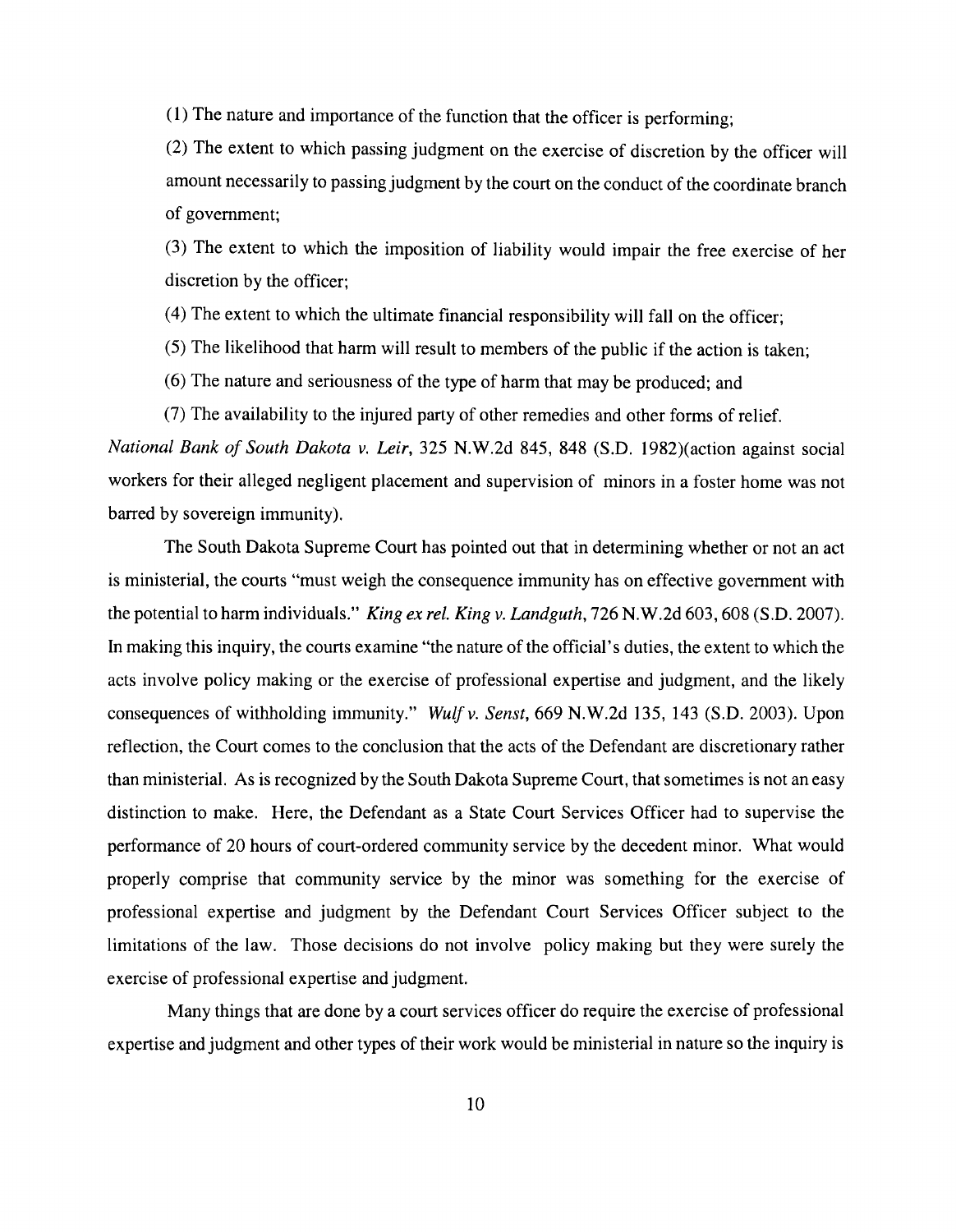(1) The nature and importance of the function that the officer is performing;

(2) The extent to which passing judgment on the exercise of discretion by the officer will amount necessarily to passing judgment by the court on the conduct of the coordinate branch of government;

(3) The extent to which the imposition of liability would impair the free exercise of her discretion by the officer;

(4) The extent to which the ultimate financial responsibility will fall on the officer;

(5) The likelihood that harm will result to members of the public if the action is taken;

(6) The nature and seriousness of the type of harm that may be produced; and

(7) The availability to the injured party of other remedies and other forms of relief.

*National Bank of South Dakota v. Leir*, 325 N.W.2d 845, 848 (S.D. 1982)(action against social workers for their alleged negligent placement and supervision of minors in a foster home was not barred by sovereign immunity).

The South Dakota Supreme Court has pointed out that in determining whether or not an act is ministerial, the courts "must weigh the consequence immunity has on effective government with the potential to harm individuals." *King ex rel. King v. Landguth*, 726 N.W.2d 603, 608 (S.D. 2007). In making this inquiry, the courts examine "the nature of the official's duties, the extent to which the acts involve policy making or the exercise of professional expertise and judgment, and the likely consequences of withholding immunity." *Wulf v. Senst*, 669 N.W.2d 135, 143 (S.D. 2003). Upon reflection, the Court comes to the conclusion that the acts of the Defendant are discretionary rather than ministerial. As is recognized by the South Dakota Supreme Court, that sometimes is not an easy distinction to make. Here, the Defendant as a State Court Services Officer had to supervise the performance of 20 hours of court-ordered community service by the decedent minor. What would properly comprise that community service by the minor was something for the exercise of professional expertise and judgment by the Defendant Court Services Officer subject to the limitations of the law. Those decisions do not involve policy making but they were surely the exercise of professional expertise and judgment.

Many things that are done by a court services officer do require the exercise of professional expertise and judgment and other types of their work would be ministerial in nature so the inquiry is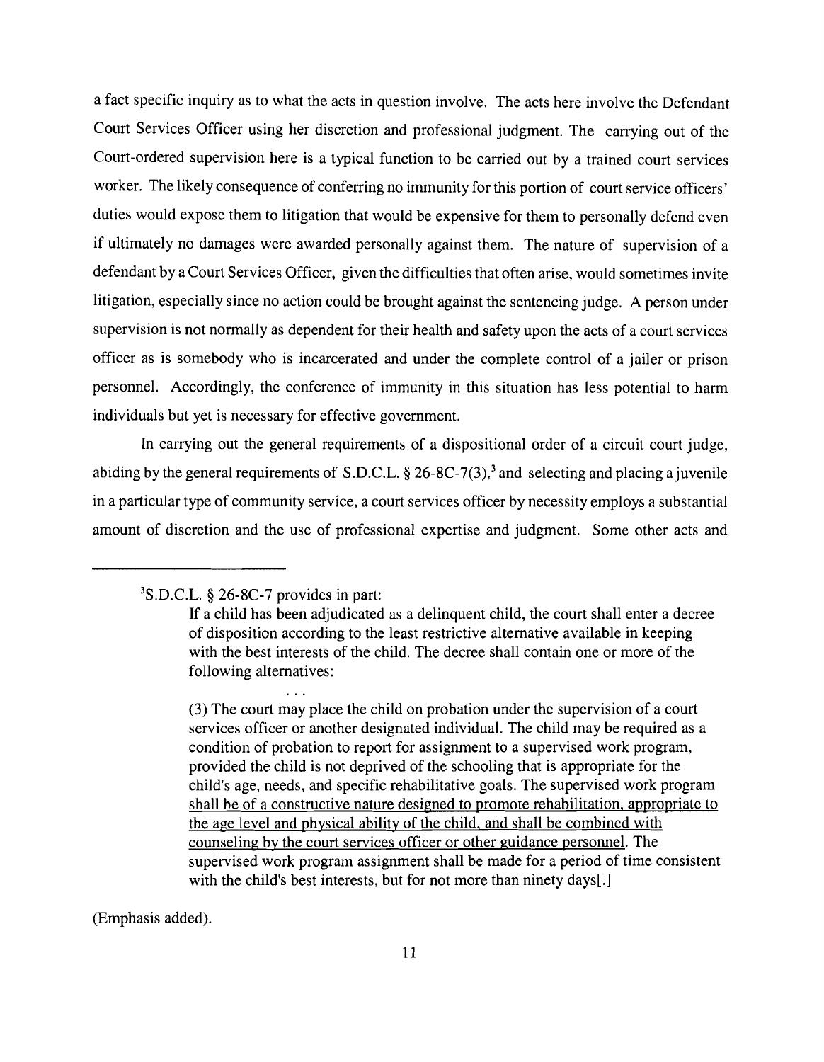a fact specific inquiry as to what the acts in question involve. The acts here involve the Defendant Court Services Officer using her discretion and professional judgment. The carrying out of the Court-ordered supervision here is a typical function to be carried out by a trained court services worker. The likely consequence of conferring no immunity for this portion of court service officers' duties would expose them to litigation that would be expensive for them to personally defend even if ultimately no damages were awarded personally against them. The nature of supervision of a defendant by a Court Services Officer, given the difficulties that often arise, would sometimes invite litigation, especially since no action could be brought against the sentencing judge. A person under supervision is not normally as dependent for their health and safety upon the acts of a court services officer as is somebody who is incarcerated and under the complete control of a jailer or prison personnel. Accordingly, the conference of immunity in this situation has less potential to harm individuals but yet is necessary for effective government.

In carrying out the general requirements of a dispositional order of a circuit court judge, abiding by the general requirements of S.D.C.L. § 26-8C-7(3),[3] and selecting and placing a juvenile in a particular type of community service, a court services officer by necessity employs a substantial amount of discretion and the use of professional expertise and judgment. Some other acts and

---

[3]S.D.C.L. § 26-8C-7 provides in part:

> If a child has been adjudicated as a delinquent child, the court shall enter a decree of disposition according to the least restrictive alternative available in keeping with the best interests of the child. The decree shall contain one or more of the following alternatives:
>
> . . .
>
> (3) The court may place the child on probation under the supervision of a court services officer or another designated individual. The child may be required as a condition of probation to report for assignment to a supervised work program, provided the child is not deprived of the schooling that is appropriate for the child's age, needs, and specific rehabilitative goals. The supervised work program <u>shall be of a constructive nature designed to promote rehabilitation, appropriate to the age level and physical ability of the child, and shall be combined with counseling by the court services officer or other guidance personnel</u>. The supervised work program assignment shall be made for a period of time consistent with the child's best interests, but for not more than ninety days[.]

(Emphasis added).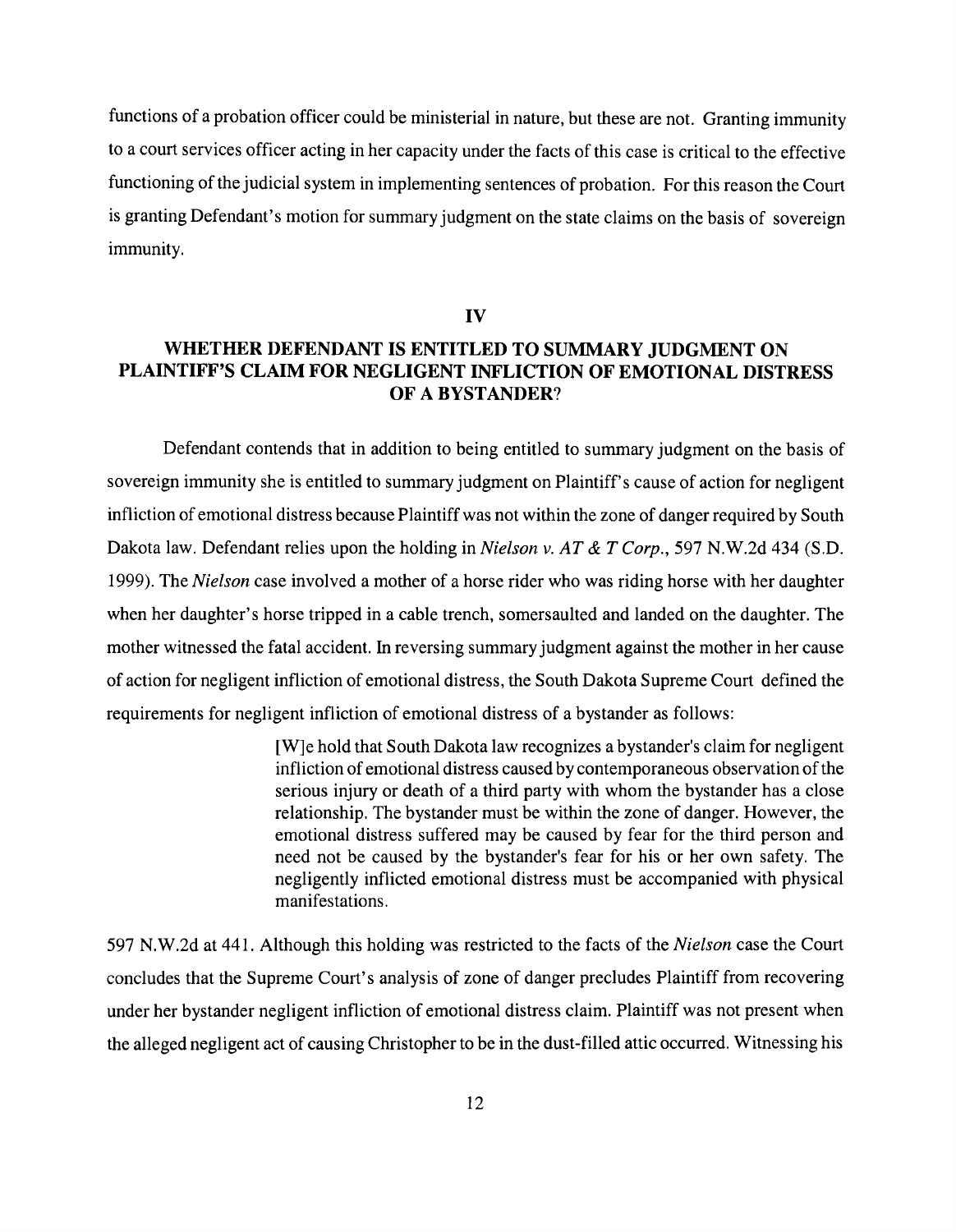functions of a probation officer could be ministerial in nature, but these are not. Granting immunity to a court services officer acting in her capacity under the facts of this case is critical to the effective functioning of the judicial system in implementing sentences of probation. For this reason the Court is granting Defendant's motion for summary judgment on the state claims on the basis of sovereign immunity.

## IV

## WHETHER DEFENDANT IS ENTITLED TO SUMMARY JUDGMENT ON PLAINTIFF'S CLAIM FOR NEGLIGENT INFLICTION OF EMOTIONAL DISTRESS OF A BYSTANDER?

Defendant contends that in addition to being entitled to summary judgment on the basis of sovereign immunity she is entitled to summary judgment on Plaintiff's cause of action for negligent infliction of emotional distress because Plaintiff was not within the zone of danger required by South Dakota law. Defendant relies upon the holding in *Nielson v. AT & T Corp.*, 597 N.W.2d 434 (S.D. 1999). The *Nielson* case involved a mother of a horse rider who was riding horse with her daughter when her daughter's horse tripped in a cable trench, somersaulted and landed on the daughter. The mother witnessed the fatal accident. In reversing summary judgment against the mother in her cause of action for negligent infliction of emotional distress, the South Dakota Supreme Court defined the requirements for negligent infliction of emotional distress of a bystander as follows:

> [W]e hold that South Dakota law recognizes a bystander's claim for negligent infliction of emotional distress caused by contemporaneous observation of the serious injury or death of a third party with whom the bystander has a close relationship. The bystander must be within the zone of danger. However, the emotional distress suffered may be caused by fear for the third person and need not be caused by the bystander's fear for his or her own safety. The negligently inflicted emotional distress must be accompanied with physical manifestations.

597 N.W.2d at 441. Although this holding was restricted to the facts of the *Nielson* case the Court concludes that the Supreme Court's analysis of zone of danger precludes Plaintiff from recovering under her bystander negligent infliction of emotional distress claim. Plaintiff was not present when the alleged negligent act of causing Christopher to be in the dust-filled attic occurred. Witnessing his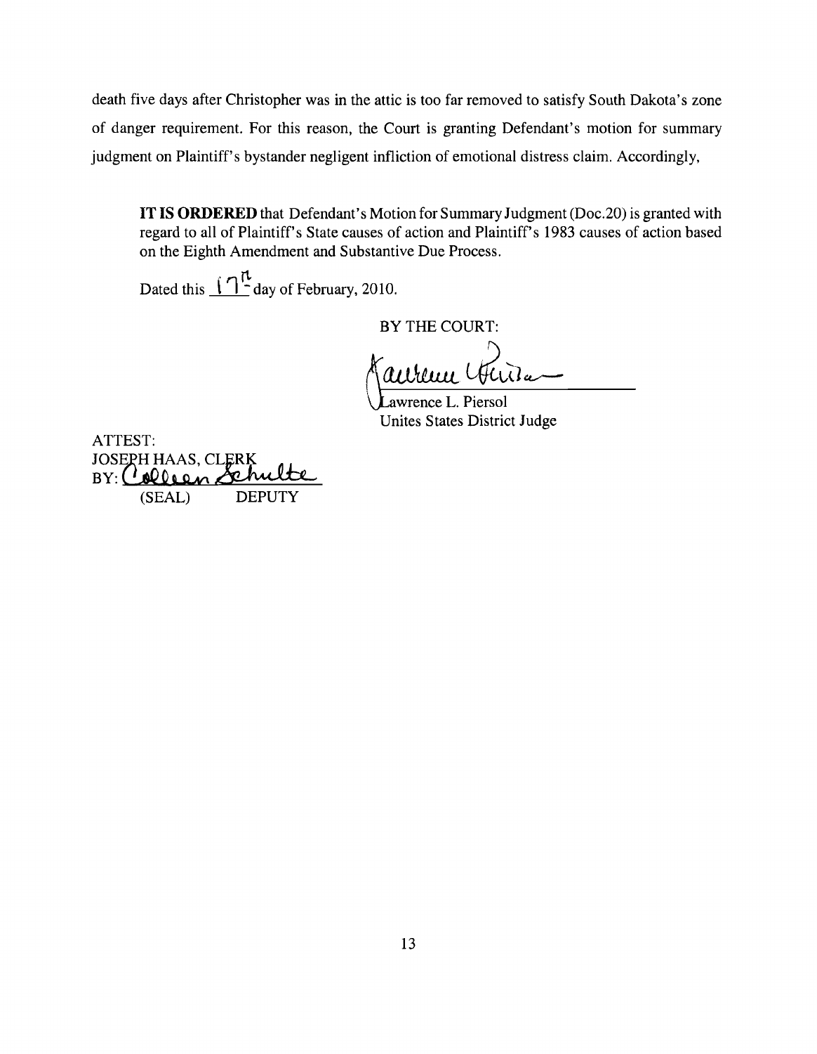death five days after Christopher was in the attic is too far removed to satisfy South Dakota's zone of danger requirement. For this reason, the Court is granting Defendant's motion for summary judgment on Plaintiff's bystander negligent infliction of emotional distress claim. Accordingly,

> **IT IS ORDERED** that Defendant's Motion for Summary Judgment (Doc.20) is granted with regard to all of Plaintiff's State causes of action and Plaintiff's 1983 causes of action based on the Eighth Amendment and Substantive Due Process.
>
> Dated this 17th day of February, 2010.

BY THE COURT:

Lawrence L. Piersol
Unites States District Judge

ATTEST:
JOSEPH HAAS, CLERK
BY: Colleen Schulte
(SEAL) DEPUTY